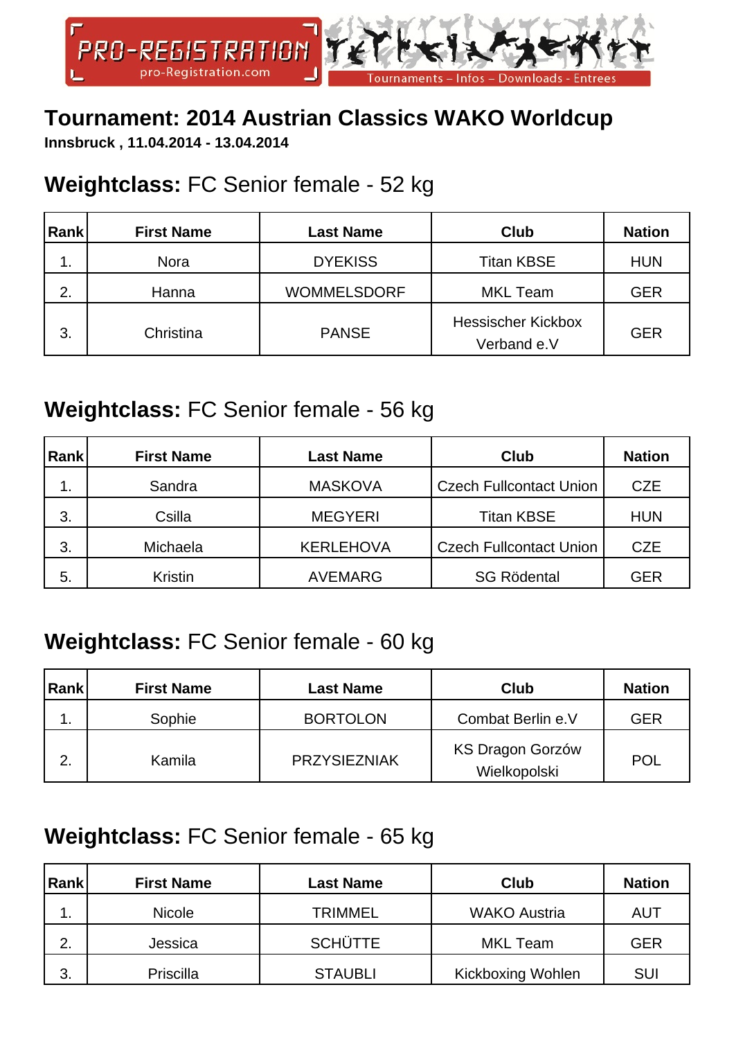PRO-REGISTRATION
pro-Registration.com
Tournaments – Infos – Downloads - Entrees

# Tournament: 2014 Austrian Classics WAKO Worldcup

**Innsbruck , 11.04.2014 - 13.04.2014**

## **Weightclass:** FC Senior female - 52 kg

| Rank | First Name | Last Name | Club | Nation |
|---|---|---|---|---|
| 1. | Nora | DYEKISS | Titan KBSE | HUN |
| 2. | Hanna | WOMMELSDORF | MKL Team | GER |
| 3. | Christina | PANSE | Hessischer Kickbox Verband e.V | GER |

## **Weightclass:** FC Senior female - 56 kg

| Rank | First Name | Last Name | Club | Nation |
|---|---|---|---|---|
| 1. | Sandra | MASKOVA | Czech Fullcontact Union | CZE |
| 3. | Csilla | MEGYERI | Titan KBSE | HUN |
| 3. | Michaela | KERLEHOVA | Czech Fullcontact Union | CZE |
| 5. | Kristin | AVEMARG | SG Rödental | GER |

## **Weightclass:** FC Senior female - 60 kg

| Rank | First Name | Last Name | Club | Nation |
|---|---|---|---|---|
| 1. | Sophie | BORTOLON | Combat Berlin e.V | GER |
| 2. | Kamila | PRZYSIEZNIAK | KS Dragon Gorzów Wielkopolski | POL |

## **Weightclass:** FC Senior female - 65 kg

| Rank | First Name | Last Name | Club | Nation |
|---|---|---|---|---|
| 1. | Nicole | TRIMMEL | WAKO Austria | AUT |
| 2. | Jessica | SCHÜTTE | MKL Team | GER |
| 3. | Priscilla | STAUBLI | Kickboxing Wohlen | SUI |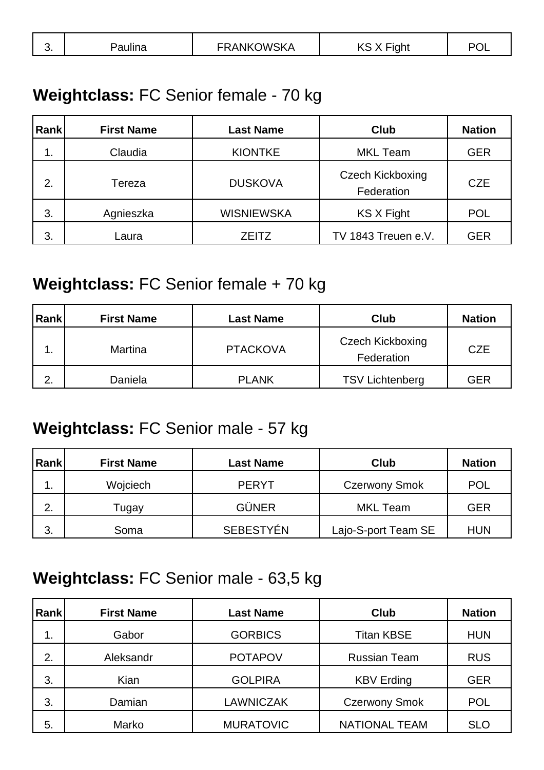| 3. | Paulina | FRANKOWSKA | KS X Fight | POL |
|---|---|---|---|---|

## **Weightclass:** FC Senior female - 70 kg

| Rank | First Name | Last Name | Club | Nation |
|---|---|---|---|---|
| 1. | Claudia | KIONTKE | MKL Team | GER |
| 2. | Tereza | DUSKOVA | Czech Kickboxing Federation | CZE |
| 3. | Agnieszka | WISNIEWSKA | KS X Fight | POL |
| 3. | Laura | ZEITZ | TV 1843 Treuen e.V. | GER |

## **Weightclass:** FC Senior female + 70 kg

| Rank | First Name | Last Name | Club | Nation |
|---|---|---|---|---|
| 1. | Martina | PTACKOVA | Czech Kickboxing Federation | CZE |
| 2. | Daniela | PLANK | TSV Lichtenberg | GER |

## **Weightclass:** FC Senior male - 57 kg

| Rank | First Name | Last Name | Club | Nation |
|---|---|---|---|---|
| 1. | Wojciech | PERYT | Czerwony Smok | POL |
| 2. | Tugay | GÜNER | MKL Team | GER |
| 3. | Soma | SEBESTYÉN | Lajo-S-port Team SE | HUN |

## **Weightclass:** FC Senior male - 63,5 kg

| Rank | First Name | Last Name | Club | Nation |
|---|---|---|---|---|
| 1. | Gabor | GORBICS | Titan KBSE | HUN |
| 2. | Aleksandr | POTAPOV | Russian Team | RUS |
| 3. | Kian | GOLPIRA | KBV Erding | GER |
| 3. | Damian | LAWNICZAK | Czerwony Smok | POL |
| 5. | Marko | MURATOVIC | NATIONAL TEAM | SLO |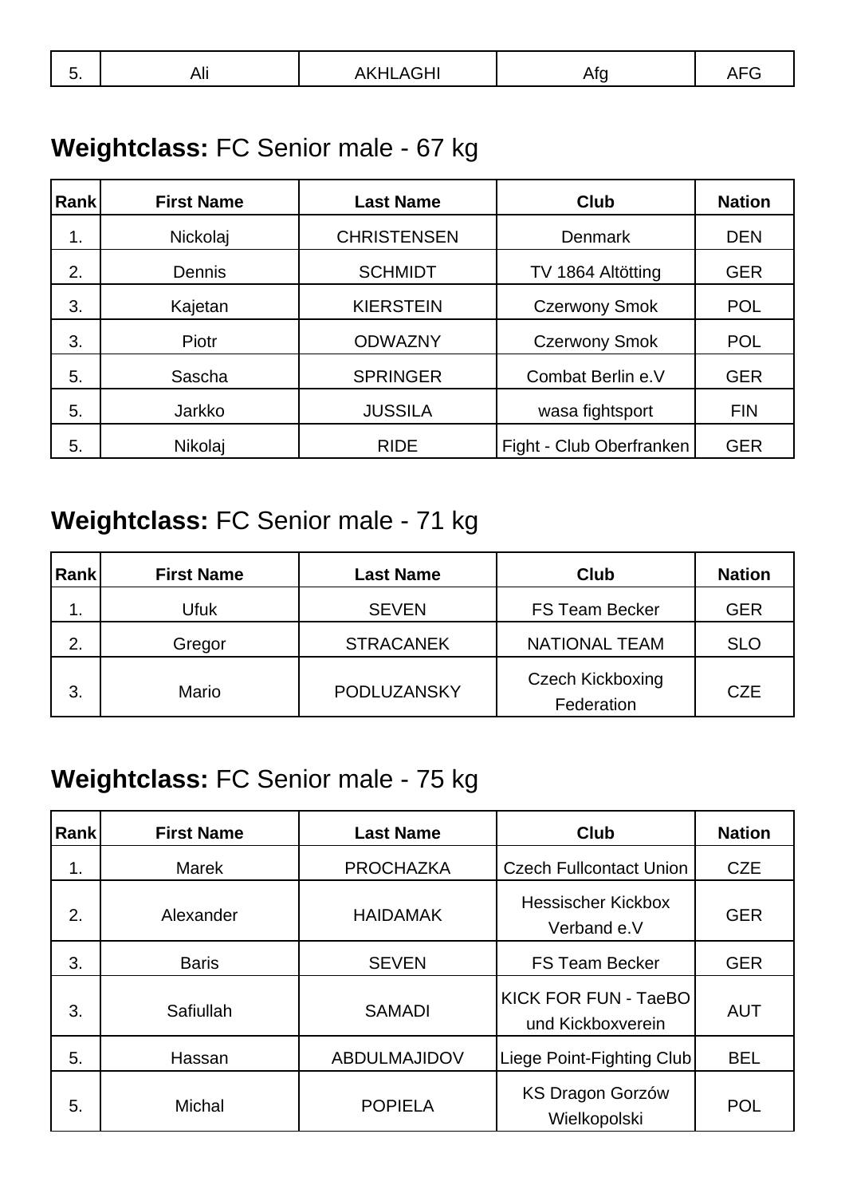| 5. | Ali | AKHLAGHI | Afg | AFG |
|---|---|---|---|---|

## **Weightclass:** FC Senior male - 67 kg

| Rank | First Name | Last Name | Club | Nation |
|---|---|---|---|---|
| 1. | Nickolaj | CHRISTENSEN | Denmark | DEN |
| 2. | Dennis | SCHMIDT | TV 1864 Altötting | GER |
| 3. | Kajetan | KIERSTEIN | Czerwony Smok | POL |
| 3. | Piotr | ODWAZNY | Czerwony Smok | POL |
| 5. | Sascha | SPRINGER | Combat Berlin e.V | GER |
| 5. | Jarkko | JUSSILA | wasa fightsport | FIN |
| 5. | Nikolaj | RIDE | Fight - Club Oberfranken | GER |

## **Weightclass:** FC Senior male - 71 kg

| Rank | First Name | Last Name | Club | Nation |
|---|---|---|---|---|
| 1. | Ufuk | SEVEN | FS Team Becker | GER |
| 2. | Gregor | STRACANEK | NATIONAL TEAM | SLO |
| 3. | Mario | PODLUZANSKY | Czech Kickboxing Federation | CZE |

## **Weightclass:** FC Senior male - 75 kg

| Rank | First Name | Last Name | Club | Nation |
|---|---|---|---|---|
| 1. | Marek | PROCHAZKA | Czech Fullcontact Union | CZE |
| 2. | Alexander | HAIDAMAK | Hessischer Kickbox Verband e.V | GER |
| 3. | Baris | SEVEN | FS Team Becker | GER |
| 3. | Safiullah | SAMADI | KICK FOR FUN - TaeBO und Kickboxverein | AUT |
| 5. | Hassan | ABDULMAJIDOV | Liege Point-Fighting Club | BEL |
| 5. | Michal | POPIELA | KS Dragon Gorzów Wielkopolski | POL |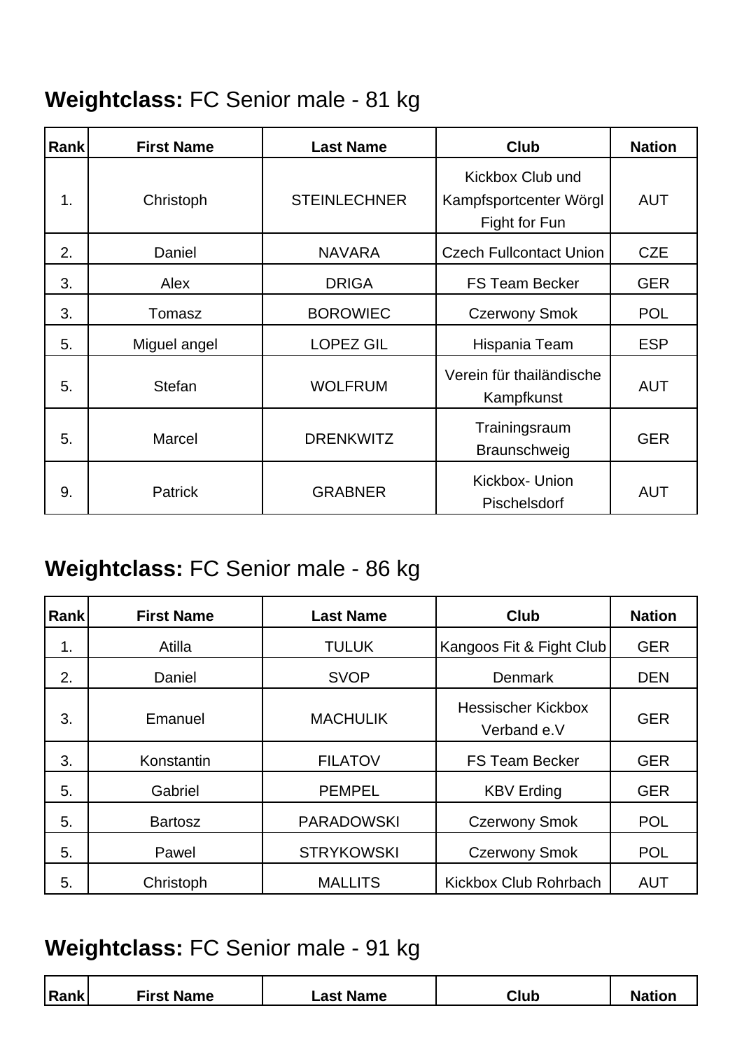**Weightclass:** FC Senior male - 81 kg

| Rank | First Name | Last Name | Club | Nation |
|---|---|---|---|---|
| 1. | Christoph | STEINLECHNER | Kickbox Club und Kampfsportcenter Wörgl Fight for Fun | AUT |
| 2. | Daniel | NAVARA | Czech Fullcontact Union | CZE |
| 3. | Alex | DRIGA | FS Team Becker | GER |
| 3. | Tomasz | BOROWIEC | Czerwony Smok | POL |
| 5. | Miguel angel | LOPEZ GIL | Hispania Team | ESP |
| 5. | Stefan | WOLFRUM | Verein für thailändische Kampfkunst | AUT |
| 5. | Marcel | DRENKWITZ | Trainingsraum Braunschweig | GER |
| 9. | Patrick | GRABNER | Kickbox- Union Pischelsdorf | AUT |

**Weightclass:** FC Senior male - 86 kg

| Rank | First Name | Last Name | Club | Nation |
|---|---|---|---|---|
| 1. | Atilla | TULUK | Kangoos Fit & Fight Club | GER |
| 2. | Daniel | SVOP | Denmark | DEN |
| 3. | Emanuel | MACHULIK | Hessischer Kickbox Verband e.V | GER |
| 3. | Konstantin | FILATOV | FS Team Becker | GER |
| 5. | Gabriel | PEMPEL | KBV Erding | GER |
| 5. | Bartosz | PARADOWSKI | Czerwony Smok | POL |
| 5. | Pawel | STRYKOWSKI | Czerwony Smok | POL |
| 5. | Christoph | MALLITS | Kickbox Club Rohrbach | AUT |

**Weightclass:** FC Senior male - 91 kg

| Rank | First Name | Last Name | Club | Nation |
|---|---|---|---|---|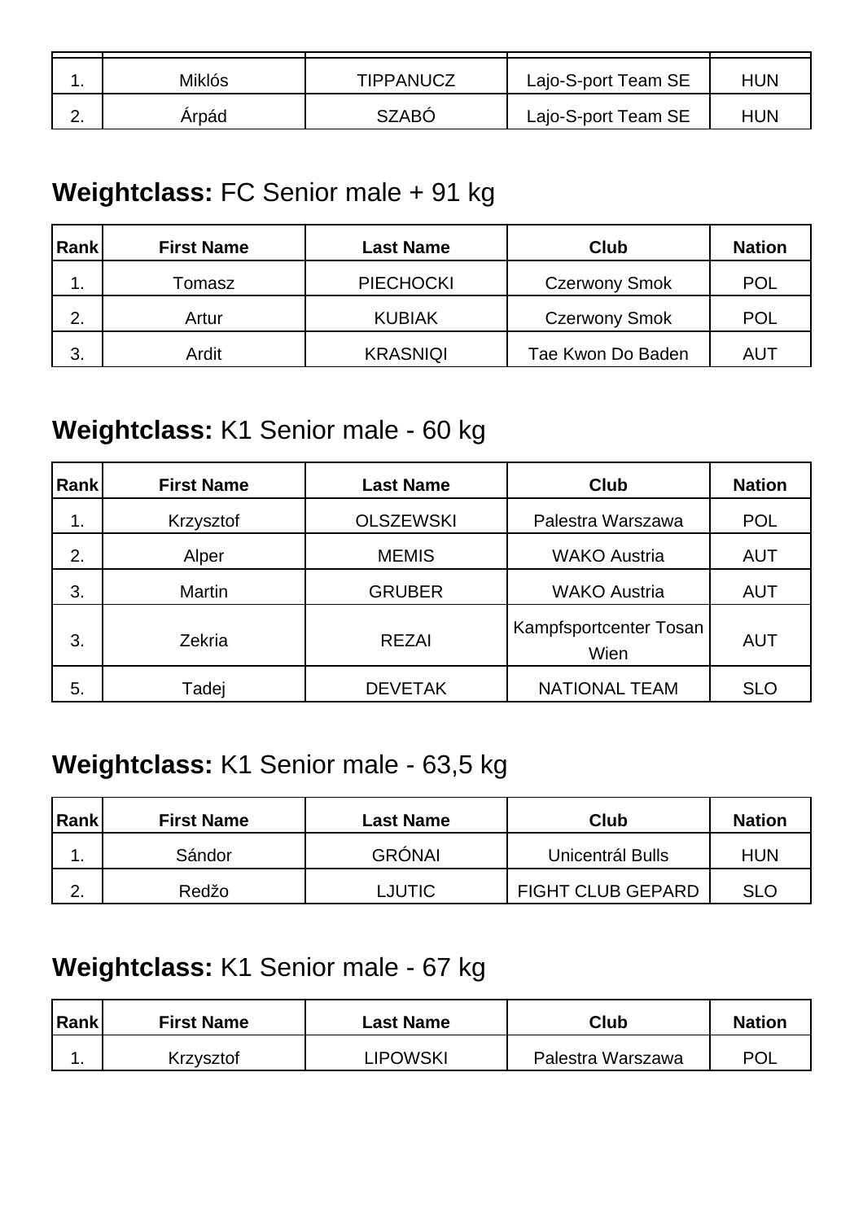| | | | | |
|---|---|---|---|---|
| 1. | Miklós | TIPPANUCZ | Lajo-S-port Team SE | HUN |
| 2. | Árpád | SZABÓ | Lajo-S-port Team SE | HUN |

## **Weightclass:** FC Senior male + 91 kg

| Rank | First Name | Last Name | Club | Nation |
|---|---|---|---|---|
| 1. | Tomasz | PIECHOCKI | Czerwony Smok | POL |
| 2. | Artur | KUBIAK | Czerwony Smok | POL |
| 3. | Ardit | KRASNIQI | Tae Kwon Do Baden | AUT |

## **Weightclass:** K1 Senior male - 60 kg

| Rank | First Name | Last Name | Club | Nation |
|---|---|---|---|---|
| 1. | Krzysztof | OLSZEWSKI | Palestra Warszawa | POL |
| 2. | Alper | MEMIS | WAKO Austria | AUT |
| 3. | Martin | GRUBER | WAKO Austria | AUT |
| 3. | Zekria | REZAI | Kampfsportcenter Tosan Wien | AUT |
| 5. | Tadej | DEVETAK | NATIONAL TEAM | SLO |

## **Weightclass:** K1 Senior male - 63,5 kg

| Rank | First Name | Last Name | Club | Nation |
|---|---|---|---|---|
| 1. | Sándor | GRÓNAI | Unicentrál Bulls | HUN |
| 2. | Redžo | LJUTIC | FIGHT CLUB GEPARD | SLO |

## **Weightclass:** K1 Senior male - 67 kg

| Rank | First Name | Last Name | Club | Nation |
|---|---|---|---|---|
| 1. | Krzysztof | LIPOWSKI | Palestra Warszawa | POL |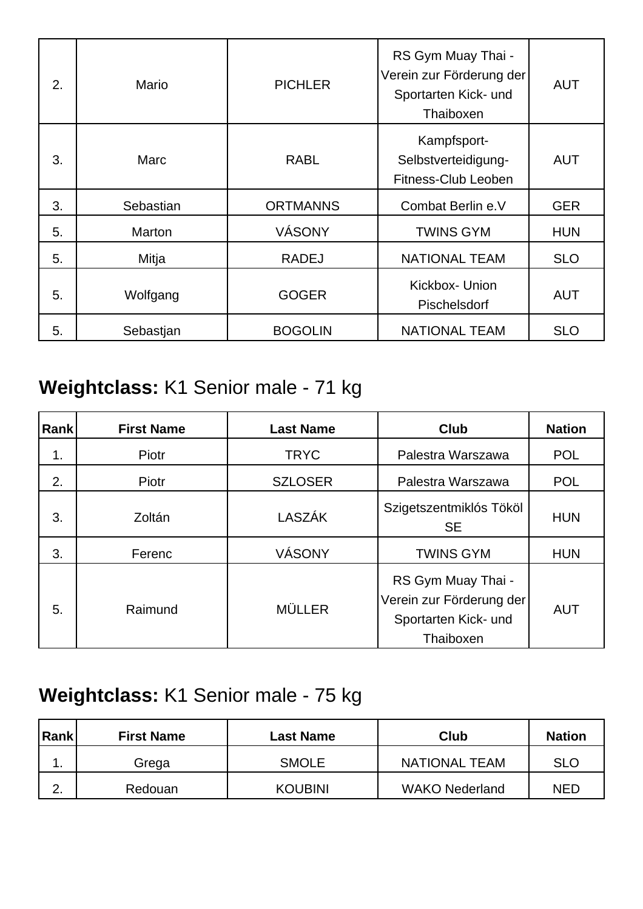| Rank | First Name | Last Name | Club | Nation |
|---|---|---|---|---|
| 2. | Mario | PICHLER | RS Gym Muay Thai - Verein zur Förderung der Sportarten Kick- und Thaiboxen | AUT |
| 3. | Marc | RABL | Kampfsport-Selbstverteidigung-Fitness-Club Leoben | AUT |
| 3. | Sebastian | ORTMANNS | Combat Berlin e.V | GER |
| 5. | Marton | VÁSONY | TWINS GYM | HUN |
| 5. | Mitja | RADEJ | NATIONAL TEAM | SLO |
| 5. | Wolfgang | GOGER | Kickbox- Union Pischelsdorf | AUT |
| 5. | Sebastjan | BOGOLIN | NATIONAL TEAM | SLO |

## **Weightclass:** K1 Senior male - 71 kg

| Rank | First Name | Last Name | Club | Nation |
|---|---|---|---|---|
| 1. | Piotr | TRYC | Palestra Warszawa | POL |
| 2. | Piotr | SZLOSER | Palestra Warszawa | POL |
| 3. | Zoltán | LASZÁK | Szigetszentmiklós Tököl SE | HUN |
| 3. | Ferenc | VÁSONY | TWINS GYM | HUN |
| 5. | Raimund | MÜLLER | RS Gym Muay Thai - Verein zur Förderung der Sportarten Kick- und Thaiboxen | AUT |

## **Weightclass:** K1 Senior male - 75 kg

| Rank | First Name | Last Name | Club | Nation |
|---|---|---|---|---|
| 1. | Grega | SMOLE | NATIONAL TEAM | SLO |
| 2. | Redouan | KOUBINI | WAKO Nederland | NED |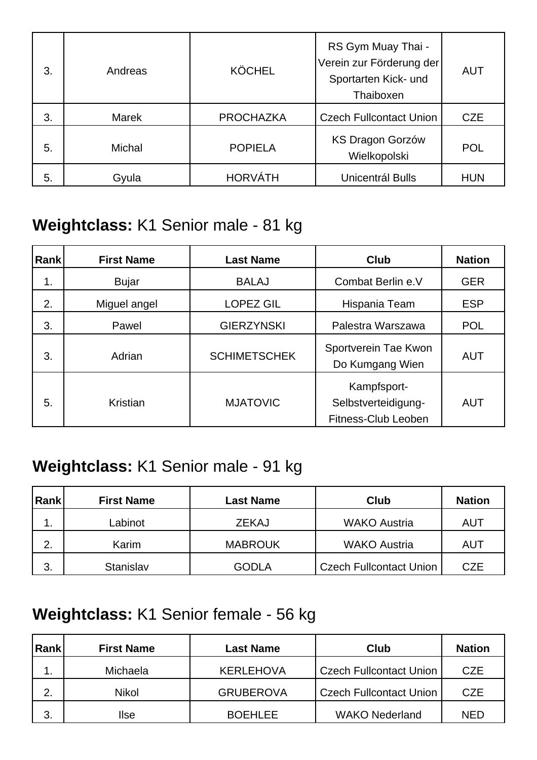| Rank | First Name | Last Name | Club | Nation |
|---|---|---|---|---|
| 3. | Andreas | KÖCHEL | RS Gym Muay Thai - Verein zur Förderung der Sportarten Kick- und Thaiboxen | AUT |
| 3. | Marek | PROCHAZKA | Czech Fullcontact Union | CZE |
| 5. | Michal | POPIELA | KS Dragon Gorzów Wielkopolski | POL |
| 5. | Gyula | HORVÁTH | Unicentrál Bulls | HUN |

## **Weightclass:** K1 Senior male - 81 kg

| Rank | First Name | Last Name | Club | Nation |
|---|---|---|---|---|
| 1. | Bujar | BALAJ | Combat Berlin e.V | GER |
| 2. | Miguel angel | LOPEZ GIL | Hispania Team | ESP |
| 3. | Pawel | GIERZYNSKI | Palestra Warszawa | POL |
| 3. | Adrian | SCHIMETSCHEK | Sportverein Tae Kwon Do Kumgang Wien | AUT |
| 5. | Kristian | MJATOVIC | Kampfsport-Selbstverteidigung-Fitness-Club Leoben | AUT |

## **Weightclass:** K1 Senior male - 91 kg

| Rank | First Name | Last Name | Club | Nation |
|---|---|---|---|---|
| 1. | Labinot | ZEKAJ | WAKO Austria | AUT |
| 2. | Karim | MABROUK | WAKO Austria | AUT |
| 3. | Stanislav | GODLA | Czech Fullcontact Union | CZE |

## **Weightclass:** K1 Senior female - 56 kg

| Rank | First Name | Last Name | Club | Nation |
|---|---|---|---|---|
| 1. | Michaela | KERLEHOVA | Czech Fullcontact Union | CZE |
| 2. | Nikol | GRUBEROVA | Czech Fullcontact Union | CZE |
| 3. | Ilse | BOEHLEE | WAKO Nederland | NED |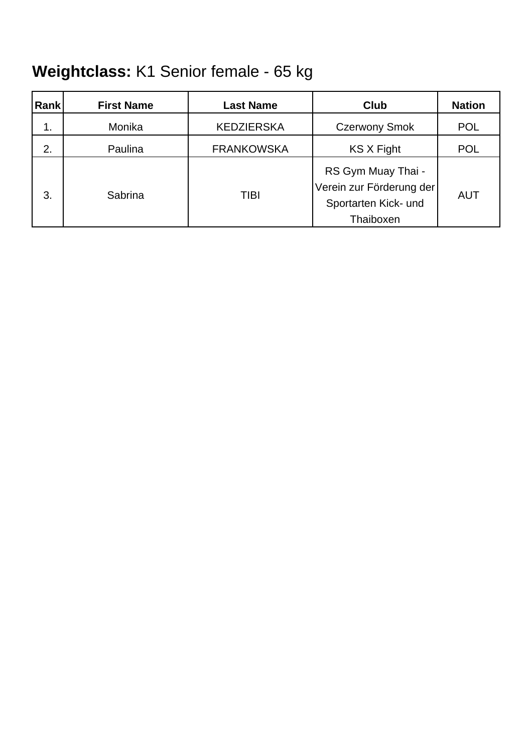**Weightclass:** K1 Senior female - 65 kg

| Rank | First Name | Last Name | Club | Nation |
|---|---|---|---|---|
| 1. | Monika | KEDZIERSKA | Czerwony Smok | POL |
| 2. | Paulina | FRANKOWSKA | KS X Fight | POL |
| 3. | Sabrina | TIBI | RS Gym Muay Thai - Verein zur Förderung der Sportarten Kick- und Thaiboxen | AUT |